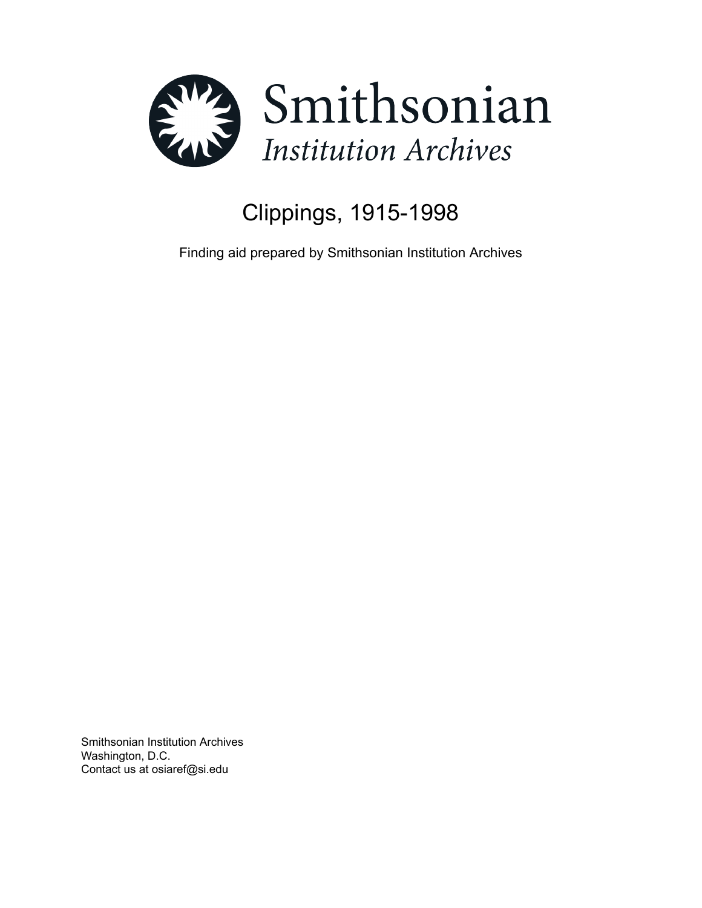Smithsonian

*Institution Archives*

# Clippings, 1915-1998

Finding aid prepared by Smithsonian Institution Archives

Smithsonian Institution Archives
Washington, D.C.
Contact us at osiaref@si.edu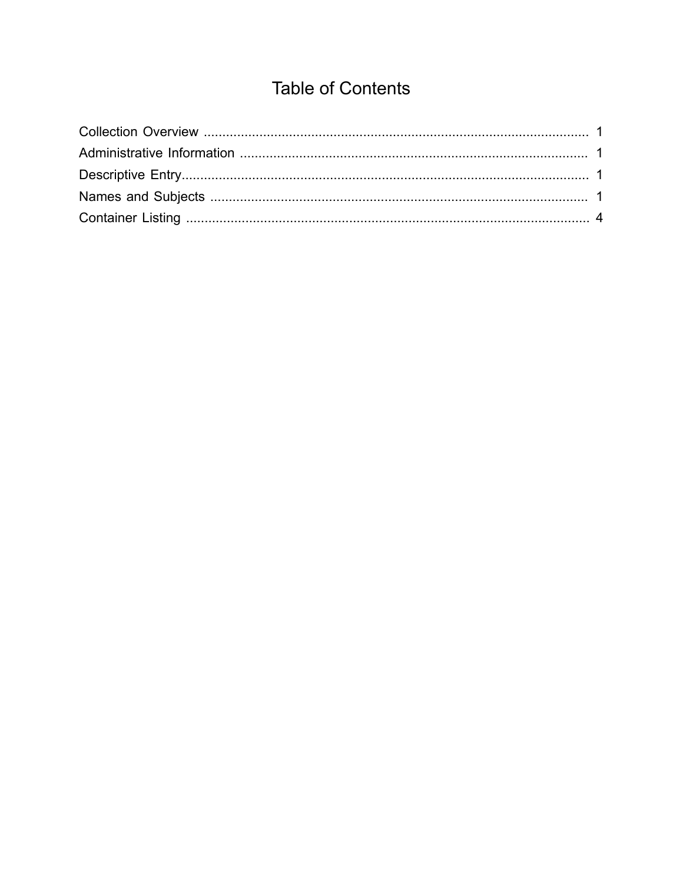# Table of Contents

Collection Overview ........................................................................................................ 1
Administrative Information .............................................................................................. 1
Descriptive Entry.............................................................................................................. 1
Names and Subjects ...................................................................................................... 1
Container Listing ............................................................................................................. 4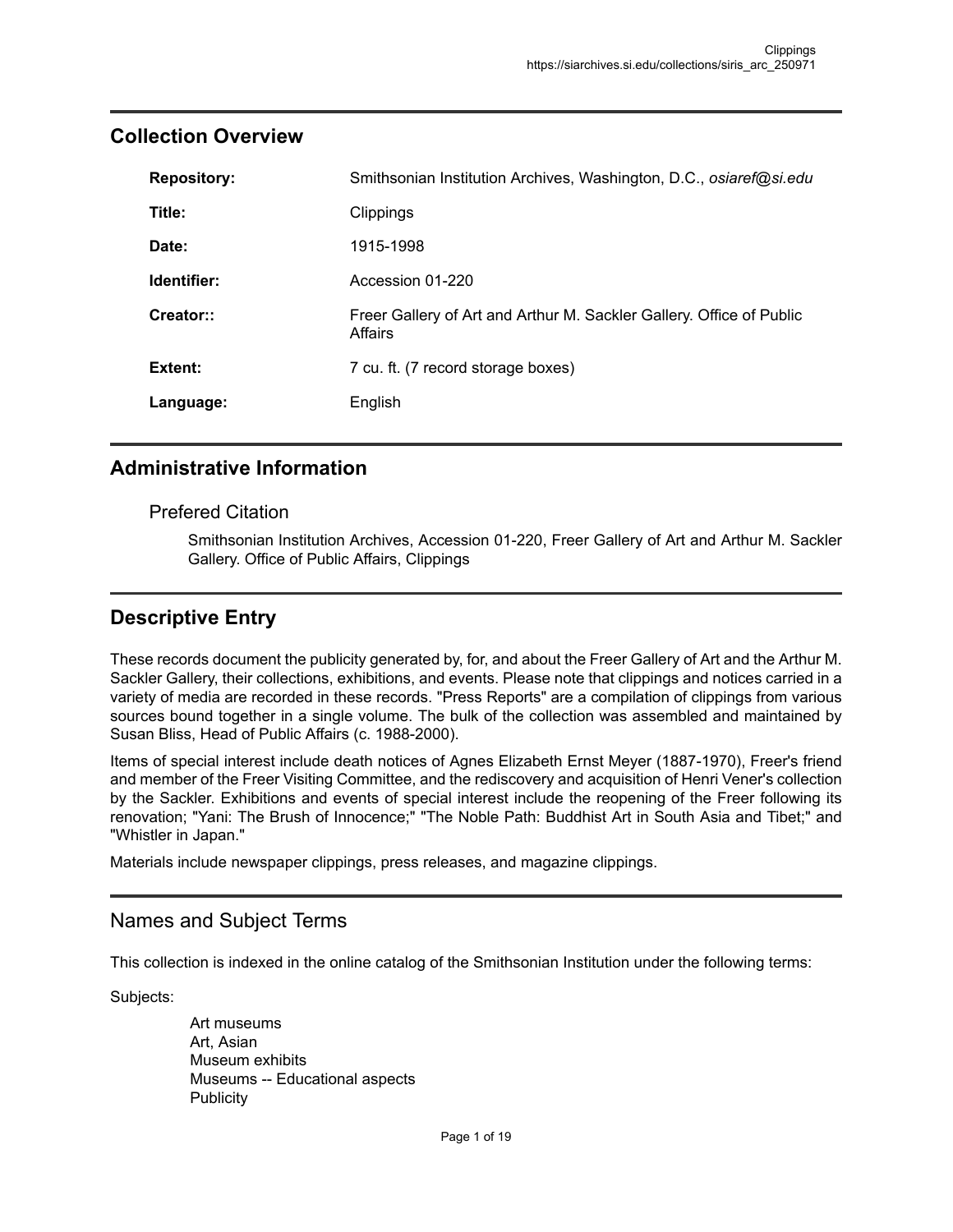## Collection Overview

| | |
|---|---|
| **Repository:** | Smithsonian Institution Archives, Washington, D.C., *osiaref@si.edu* |
| **Title:** | Clippings |
| **Date:** | 1915-1998 |
| **Identifier:** | Accession 01-220 |
| **Creator::** | Freer Gallery of Art and Arthur M. Sackler Gallery. Office of Public Affairs |
| **Extent:** | 7 cu. ft. (7 record storage boxes) |
| **Language:** | English |

## Administrative Information

### Prefered Citation

Smithsonian Institution Archives, Accession 01-220, Freer Gallery of Art and Arthur M. Sackler Gallery. Office of Public Affairs, Clippings

## Descriptive Entry

These records document the publicity generated by, for, and about the Freer Gallery of Art and the Arthur M. Sackler Gallery, their collections, exhibitions, and events. Please note that clippings and notices carried in a variety of media are recorded in these records. "Press Reports" are a compilation of clippings from various sources bound together in a single volume. The bulk of the collection was assembled and maintained by Susan Bliss, Head of Public Affairs (c. 1988-2000).

Items of special interest include death notices of Agnes Elizabeth Ernst Meyer (1887-1970), Freer's friend and member of the Freer Visiting Committee, and the rediscovery and acquisition of Henri Vener's collection by the Sackler. Exhibitions and events of special interest include the reopening of the Freer following its renovation; "Yani: The Brush of Innocence;" "The Noble Path: Buddhist Art in South Asia and Tibet;" and "Whistler in Japan."

Materials include newspaper clippings, press releases, and magazine clippings.

## Names and Subject Terms

This collection is indexed in the online catalog of the Smithsonian Institution under the following terms:

Subjects:

- Art museums
- Art, Asian
- Museum exhibits
- Museums -- Educational aspects
- Publicity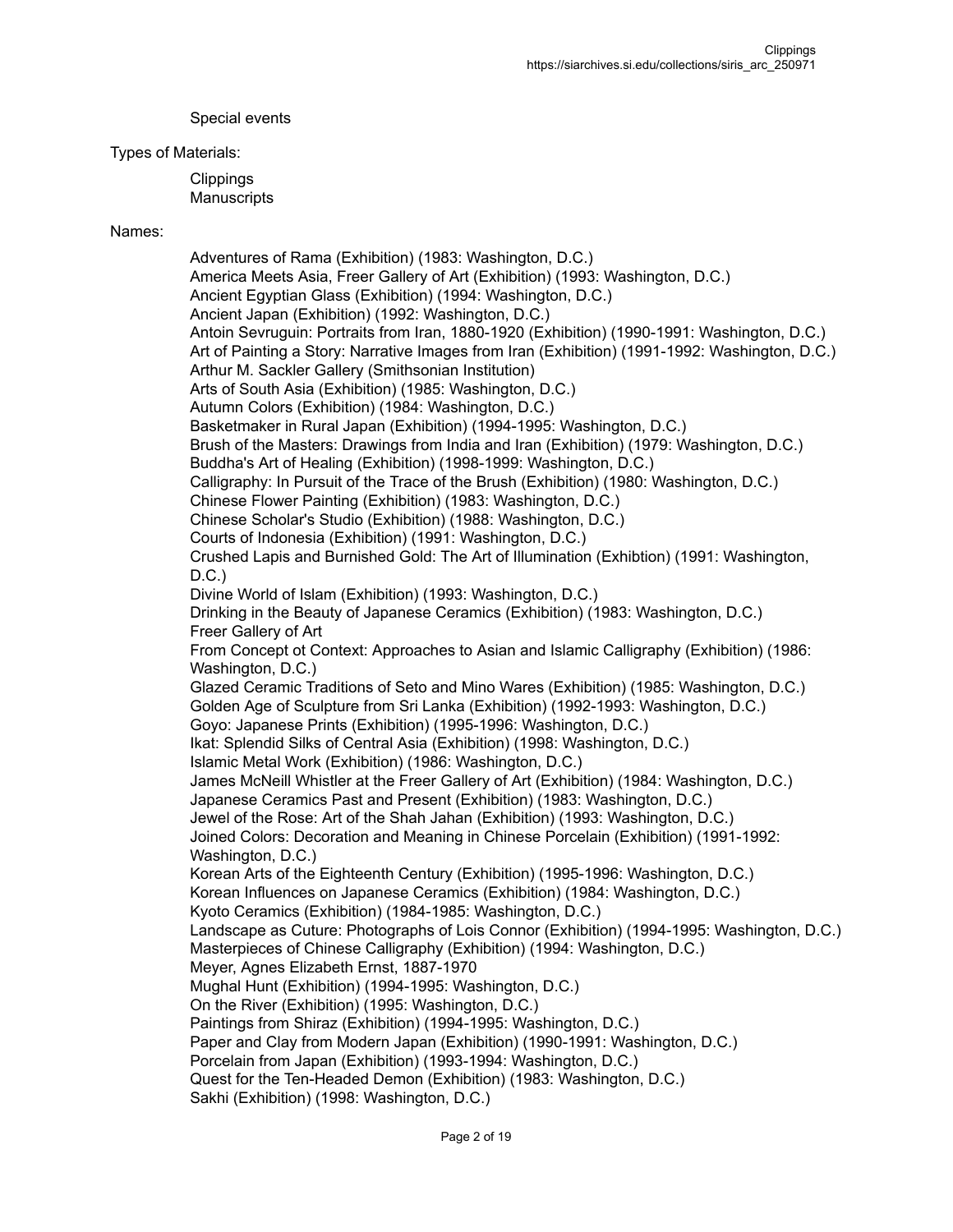Special events

Types of Materials:

Clippings
Manuscripts

Names:

Adventures of Rama (Exhibition) (1983: Washington, D.C.)
America Meets Asia, Freer Gallery of Art (Exhibition) (1993: Washington, D.C.)
Ancient Egyptian Glass (Exhibition) (1994: Washington, D.C.)
Ancient Japan (Exhibition) (1992: Washington, D.C.)
Antoin Sevruguin: Portraits from Iran, 1880-1920 (Exhibition) (1990-1991: Washington, D.C.)
Art of Painting a Story: Narrative Images from Iran (Exhibition) (1991-1992: Washington, D.C.)
Arthur M. Sackler Gallery (Smithsonian Institution)
Arts of South Asia (Exhibition) (1985: Washington, D.C.)
Autumn Colors (Exhibition) (1984: Washington, D.C.)
Basketmaker in Rural Japan (Exhibition) (1994-1995: Washington, D.C.)
Brush of the Masters: Drawings from India and Iran (Exhibition) (1979: Washington, D.C.)
Buddha's Art of Healing (Exhibition) (1998-1999: Washington, D.C.)
Calligraphy: In Pursuit of the Trace of the Brush (Exhibition) (1980: Washington, D.C.)
Chinese Flower Painting (Exhibition) (1983: Washington, D.C.)
Chinese Scholar's Studio (Exhibition) (1988: Washington, D.C.)
Courts of Indonesia (Exhibition) (1991: Washington, D.C.)
Crushed Lapis and Burnished Gold: The Art of Illumination (Exhibtion) (1991: Washington, D.C.)
Divine World of Islam (Exhibition) (1993: Washington, D.C.)
Drinking in the Beauty of Japanese Ceramics (Exhibition) (1983: Washington, D.C.)
Freer Gallery of Art
From Concept ot Context: Approaches to Asian and Islamic Calligraphy (Exhibition) (1986: Washington, D.C.)
Glazed Ceramic Traditions of Seto and Mino Wares (Exhibition) (1985: Washington, D.C.)
Golden Age of Sculpture from Sri Lanka (Exhibition) (1992-1993: Washington, D.C.)
Goyo: Japanese Prints (Exhibition) (1995-1996: Washington, D.C.)
Ikat: Splendid Silks of Central Asia (Exhibition) (1998: Washington, D.C.)
Islamic Metal Work (Exhibition) (1986: Washington, D.C.)
James McNeill Whistler at the Freer Gallery of Art (Exhibition) (1984: Washington, D.C.)
Japanese Ceramics Past and Present (Exhibition) (1983: Washington, D.C.)
Jewel of the Rose: Art of the Shah Jahan (Exhibition) (1993: Washington, D.C.)
Joined Colors: Decoration and Meaning in Chinese Porcelain (Exhibition) (1991-1992: Washington, D.C.)
Korean Arts of the Eighteenth Century (Exhibition) (1995-1996: Washington, D.C.)
Korean Influences on Japanese Ceramics (Exhibition) (1984: Washington, D.C.)
Kyoto Ceramics (Exhibition) (1984-1985: Washington, D.C.)
Landscape as Cuture: Photographs of Lois Connor (Exhibition) (1994-1995: Washington, D.C.)
Masterpieces of Chinese Calligraphy (Exhibition) (1994: Washington, D.C.)
Meyer, Agnes Elizabeth Ernst, 1887-1970
Mughal Hunt (Exhibition) (1994-1995: Washington, D.C.)
On the River (Exhibition) (1995: Washington, D.C.)
Paintings from Shiraz (Exhibition) (1994-1995: Washington, D.C.)
Paper and Clay from Modern Japan (Exhibition) (1990-1991: Washington, D.C.)
Porcelain from Japan (Exhibition) (1993-1994: Washington, D.C.)
Quest for the Ten-Headed Demon (Exhibition) (1983: Washington, D.C.)
Sakhi (Exhibition) (1998: Washington, D.C.)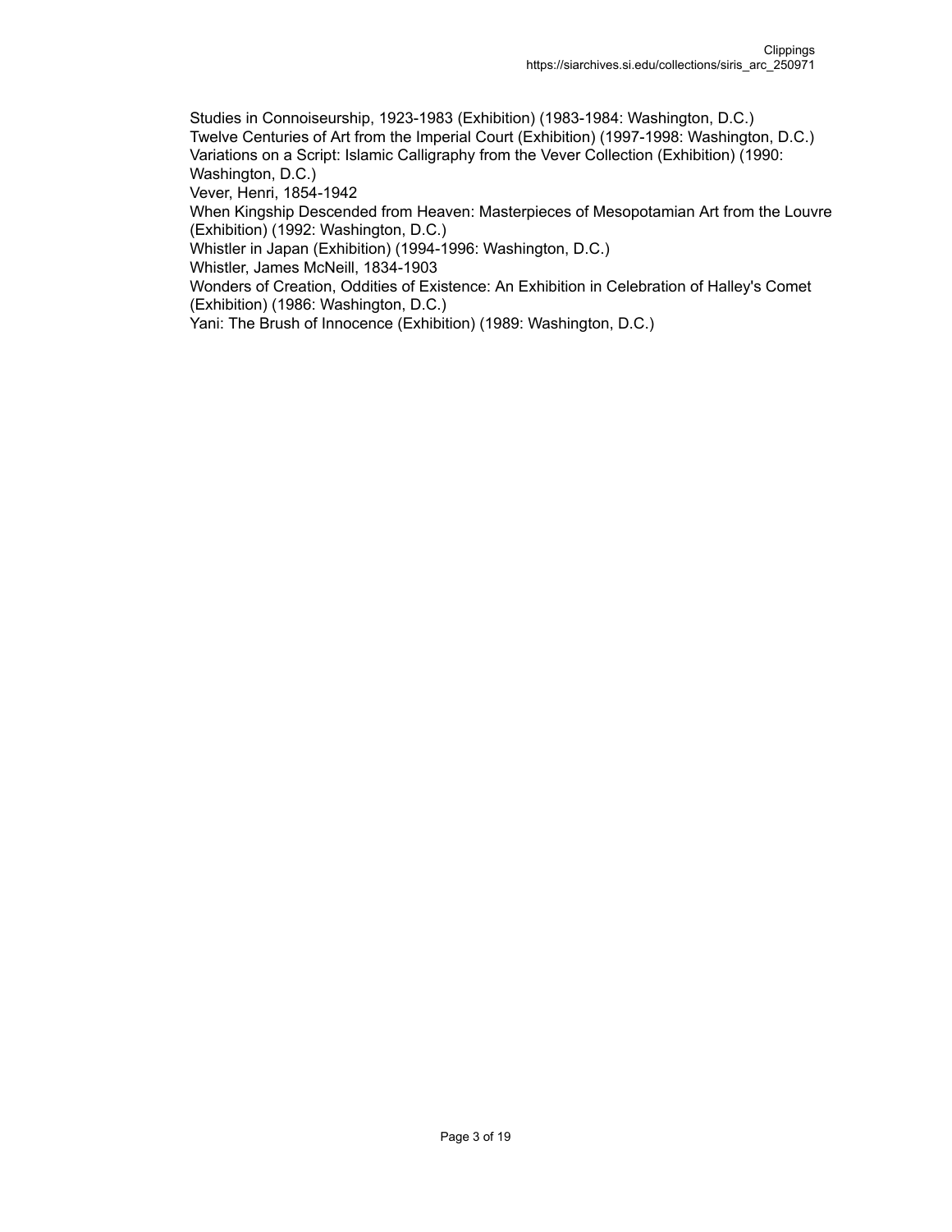Studies in Connoiseurship, 1923-1983 (Exhibition) (1983-1984: Washington, D.C.)
Twelve Centuries of Art from the Imperial Court (Exhibition) (1997-1998: Washington, D.C.)
Variations on a Script: Islamic Calligraphy from the Vever Collection (Exhibition) (1990: Washington, D.C.)
Vever, Henri, 1854-1942
When Kingship Descended from Heaven: Masterpieces of Mesopotamian Art from the Louvre (Exhibition) (1992: Washington, D.C.)
Whistler in Japan (Exhibition) (1994-1996: Washington, D.C.)
Whistler, James McNeill, 1834-1903
Wonders of Creation, Oddities of Existence: An Exhibition in Celebration of Halley's Comet (Exhibition) (1986: Washington, D.C.)
Yani: The Brush of Innocence (Exhibition) (1989: Washington, D.C.)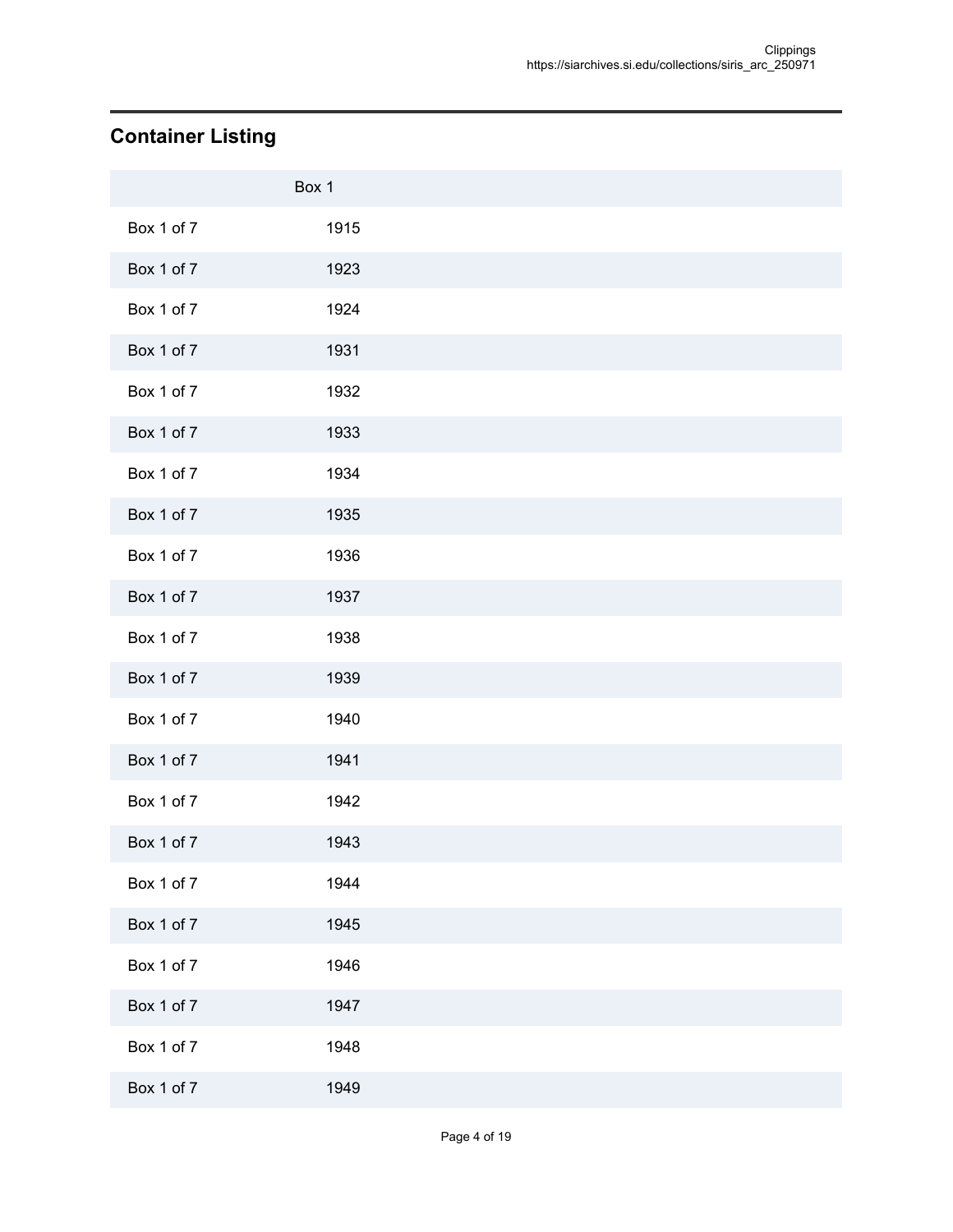## Container Listing

| | Box 1 |
|---|---|
| Box 1 of 7 | 1915 |
| Box 1 of 7 | 1923 |
| Box 1 of 7 | 1924 |
| Box 1 of 7 | 1931 |
| Box 1 of 7 | 1932 |
| Box 1 of 7 | 1933 |
| Box 1 of 7 | 1934 |
| Box 1 of 7 | 1935 |
| Box 1 of 7 | 1936 |
| Box 1 of 7 | 1937 |
| Box 1 of 7 | 1938 |
| Box 1 of 7 | 1939 |
| Box 1 of 7 | 1940 |
| Box 1 of 7 | 1941 |
| Box 1 of 7 | 1942 |
| Box 1 of 7 | 1943 |
| Box 1 of 7 | 1944 |
| Box 1 of 7 | 1945 |
| Box 1 of 7 | 1946 |
| Box 1 of 7 | 1947 |
| Box 1 of 7 | 1948 |
| Box 1 of 7 | 1949 |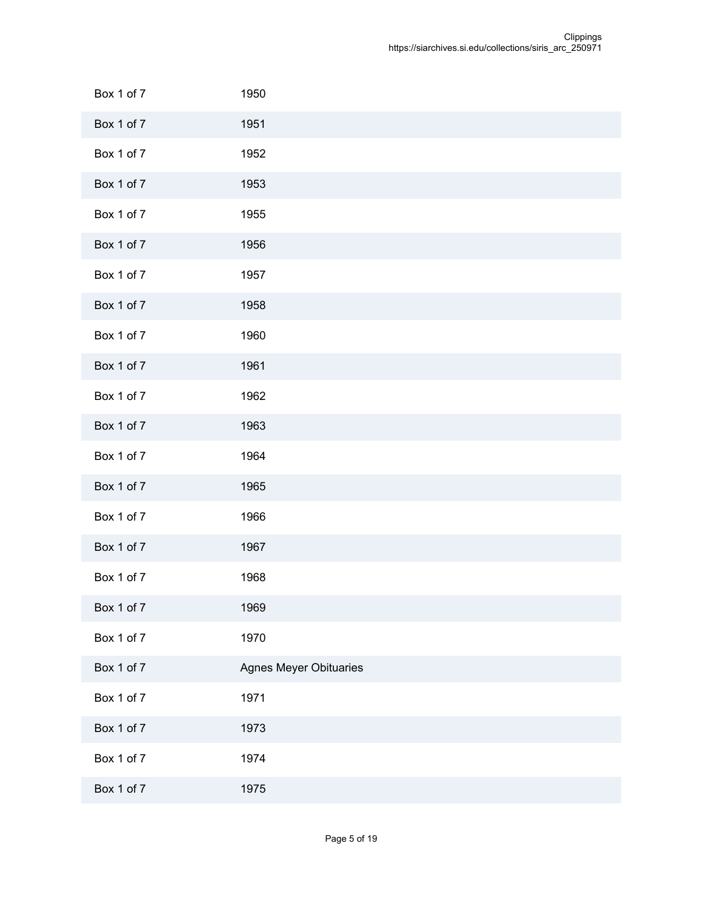| | |
|---|---|
| Box 1 of 7 | 1950 |
| Box 1 of 7 | 1951 |
| Box 1 of 7 | 1952 |
| Box 1 of 7 | 1953 |
| Box 1 of 7 | 1955 |
| Box 1 of 7 | 1956 |
| Box 1 of 7 | 1957 |
| Box 1 of 7 | 1958 |
| Box 1 of 7 | 1960 |
| Box 1 of 7 | 1961 |
| Box 1 of 7 | 1962 |
| Box 1 of 7 | 1963 |
| Box 1 of 7 | 1964 |
| Box 1 of 7 | 1965 |
| Box 1 of 7 | 1966 |
| Box 1 of 7 | 1967 |
| Box 1 of 7 | 1968 |
| Box 1 of 7 | 1969 |
| Box 1 of 7 | 1970 |
| Box 1 of 7 | Agnes Meyer Obituaries |
| Box 1 of 7 | 1971 |
| Box 1 of 7 | 1973 |
| Box 1 of 7 | 1974 |
| Box 1 of 7 | 1975 |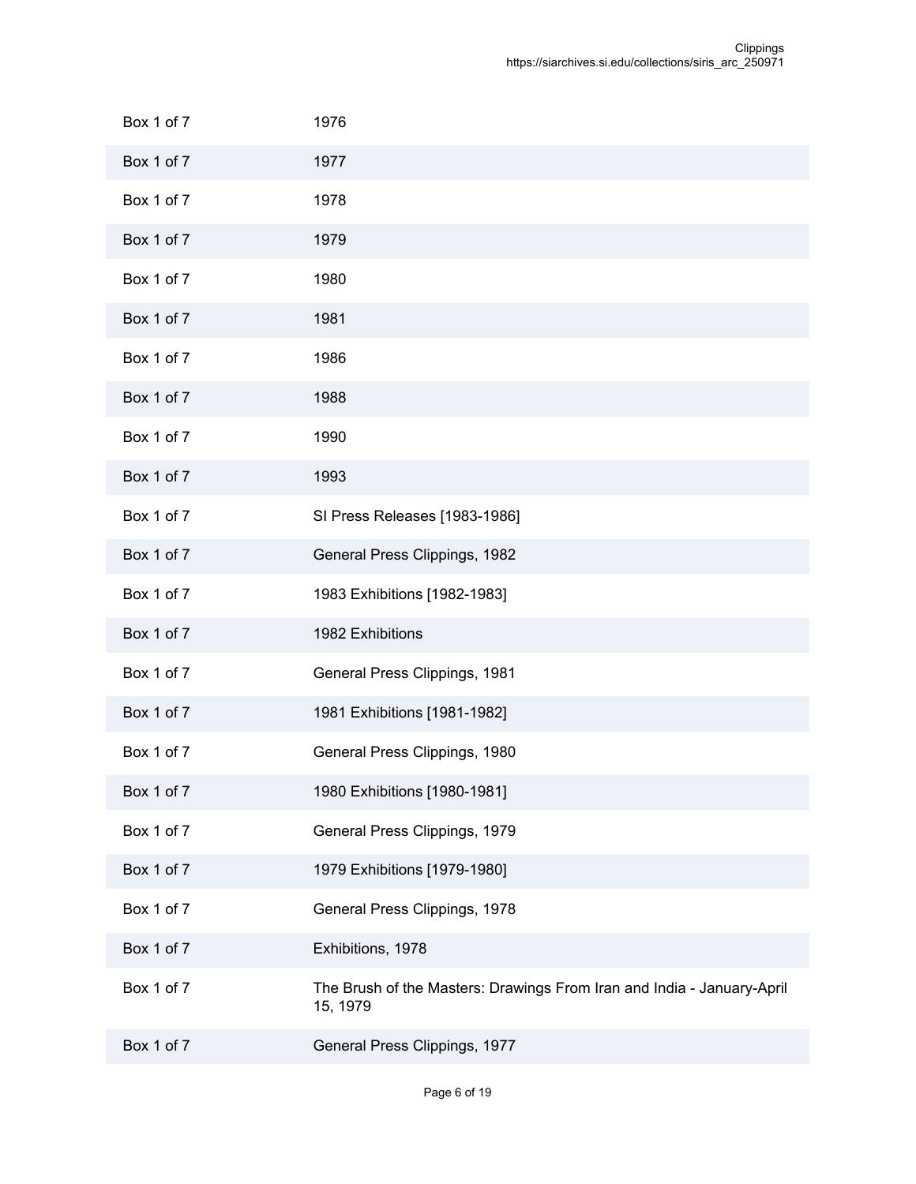| | |
|---|---|
| Box 1 of 7 | 1976 |
| Box 1 of 7 | 1977 |
| Box 1 of 7 | 1978 |
| Box 1 of 7 | 1979 |
| Box 1 of 7 | 1980 |
| Box 1 of 7 | 1981 |
| Box 1 of 7 | 1986 |
| Box 1 of 7 | 1988 |
| Box 1 of 7 | 1990 |
| Box 1 of 7 | 1993 |
| Box 1 of 7 | SI Press Releases [1983-1986] |
| Box 1 of 7 | General Press Clippings, 1982 |
| Box 1 of 7 | 1983 Exhibitions [1982-1983] |
| Box 1 of 7 | 1982 Exhibitions |
| Box 1 of 7 | General Press Clippings, 1981 |
| Box 1 of 7 | 1981 Exhibitions [1981-1982] |
| Box 1 of 7 | General Press Clippings, 1980 |
| Box 1 of 7 | 1980 Exhibitions [1980-1981] |
| Box 1 of 7 | General Press Clippings, 1979 |
| Box 1 of 7 | 1979 Exhibitions [1979-1980] |
| Box 1 of 7 | General Press Clippings, 1978 |
| Box 1 of 7 | Exhibitions, 1978 |
| Box 1 of 7 | The Brush of the Masters: Drawings From Iran and India - January-April 15, 1979 |
| Box 1 of 7 | General Press Clippings, 1977 |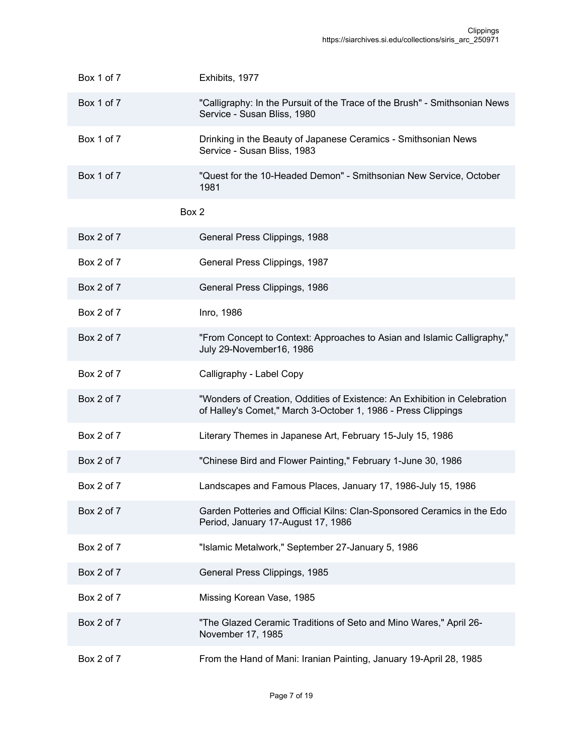| | |
|---|---|
| Box 1 of 7 | Exhibits, 1977 |
| Box 1 of 7 | "Calligraphy: In the Pursuit of the Trace of the Brush" - Smithsonian News Service - Susan Bliss, 1980 |
| Box 1 of 7 | Drinking in the Beauty of Japanese Ceramics - Smithsonian News Service - Susan Bliss, 1983 |
| Box 1 of 7 | "Quest for the 10-Headed Demon" - Smithsonian New Service, October 1981 |

Box 2

| | |
|---|---|
| Box 2 of 7 | General Press Clippings, 1988 |
| Box 2 of 7 | General Press Clippings, 1987 |
| Box 2 of 7 | General Press Clippings, 1986 |
| Box 2 of 7 | Inro, 1986 |
| Box 2 of 7 | "From Concept to Context: Approaches to Asian and Islamic Calligraphy," July 29-November16, 1986 |
| Box 2 of 7 | Calligraphy - Label Copy |
| Box 2 of 7 | "Wonders of Creation, Oddities of Existence: An Exhibition in Celebration of Halley's Comet," March 3-October 1, 1986 - Press Clippings |
| Box 2 of 7 | Literary Themes in Japanese Art, February 15-July 15, 1986 |
| Box 2 of 7 | "Chinese Bird and Flower Painting," February 1-June 30, 1986 |
| Box 2 of 7 | Landscapes and Famous Places, January 17, 1986-July 15, 1986 |
| Box 2 of 7 | Garden Potteries and Official Kilns: Clan-Sponsored Ceramics in the Edo Period, January 17-August 17, 1986 |
| Box 2 of 7 | "Islamic Metalwork," September 27-January 5, 1986 |
| Box 2 of 7 | General Press Clippings, 1985 |
| Box 2 of 7 | Missing Korean Vase, 1985 |
| Box 2 of 7 | "The Glazed Ceramic Traditions of Seto and Mino Wares," April 26-November 17, 1985 |
| Box 2 of 7 | From the Hand of Mani: Iranian Painting, January 19-April 28, 1985 |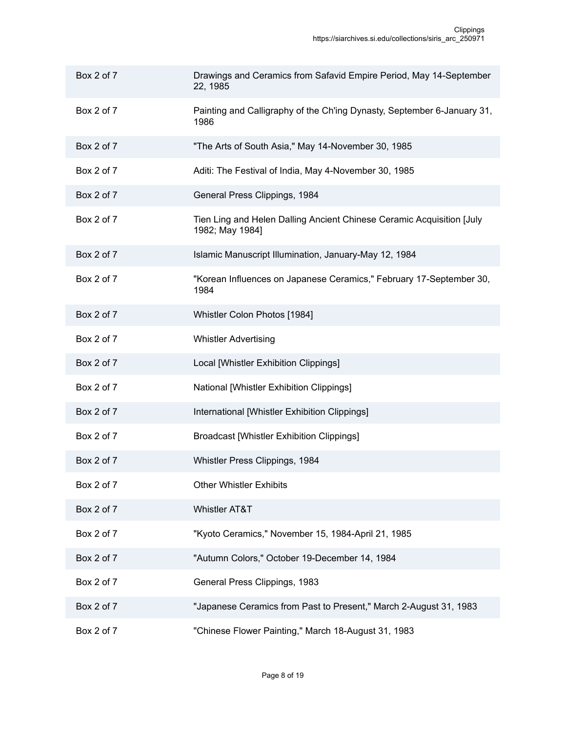| | |
|---|---|
| Box 2 of 7 | Drawings and Ceramics from Safavid Empire Period, May 14-September 22, 1985 |
| Box 2 of 7 | Painting and Calligraphy of the Ch'ing Dynasty, September 6-January 31, 1986 |
| Box 2 of 7 | "The Arts of South Asia," May 14-November 30, 1985 |
| Box 2 of 7 | Aditi: The Festival of India, May 4-November 30, 1985 |
| Box 2 of 7 | General Press Clippings, 1984 |
| Box 2 of 7 | Tien Ling and Helen Dalling Ancient Chinese Ceramic Acquisition [July 1982; May 1984] |
| Box 2 of 7 | Islamic Manuscript Illumination, January-May 12, 1984 |
| Box 2 of 7 | "Korean Influences on Japanese Ceramics," February 17-September 30, 1984 |
| Box 2 of 7 | Whistler Colon Photos [1984] |
| Box 2 of 7 | Whistler Advertising |
| Box 2 of 7 | Local [Whistler Exhibition Clippings] |
| Box 2 of 7 | National [Whistler Exhibition Clippings] |
| Box 2 of 7 | International [Whistler Exhibition Clippings] |
| Box 2 of 7 | Broadcast [Whistler Exhibition Clippings] |
| Box 2 of 7 | Whistler Press Clippings, 1984 |
| Box 2 of 7 | Other Whistler Exhibits |
| Box 2 of 7 | Whistler AT&T |
| Box 2 of 7 | "Kyoto Ceramics," November 15, 1984-April 21, 1985 |
| Box 2 of 7 | "Autumn Colors," October 19-December 14, 1984 |
| Box 2 of 7 | General Press Clippings, 1983 |
| Box 2 of 7 | "Japanese Ceramics from Past to Present," March 2-August 31, 1983 |
| Box 2 of 7 | "Chinese Flower Painting," March 18-August 31, 1983 |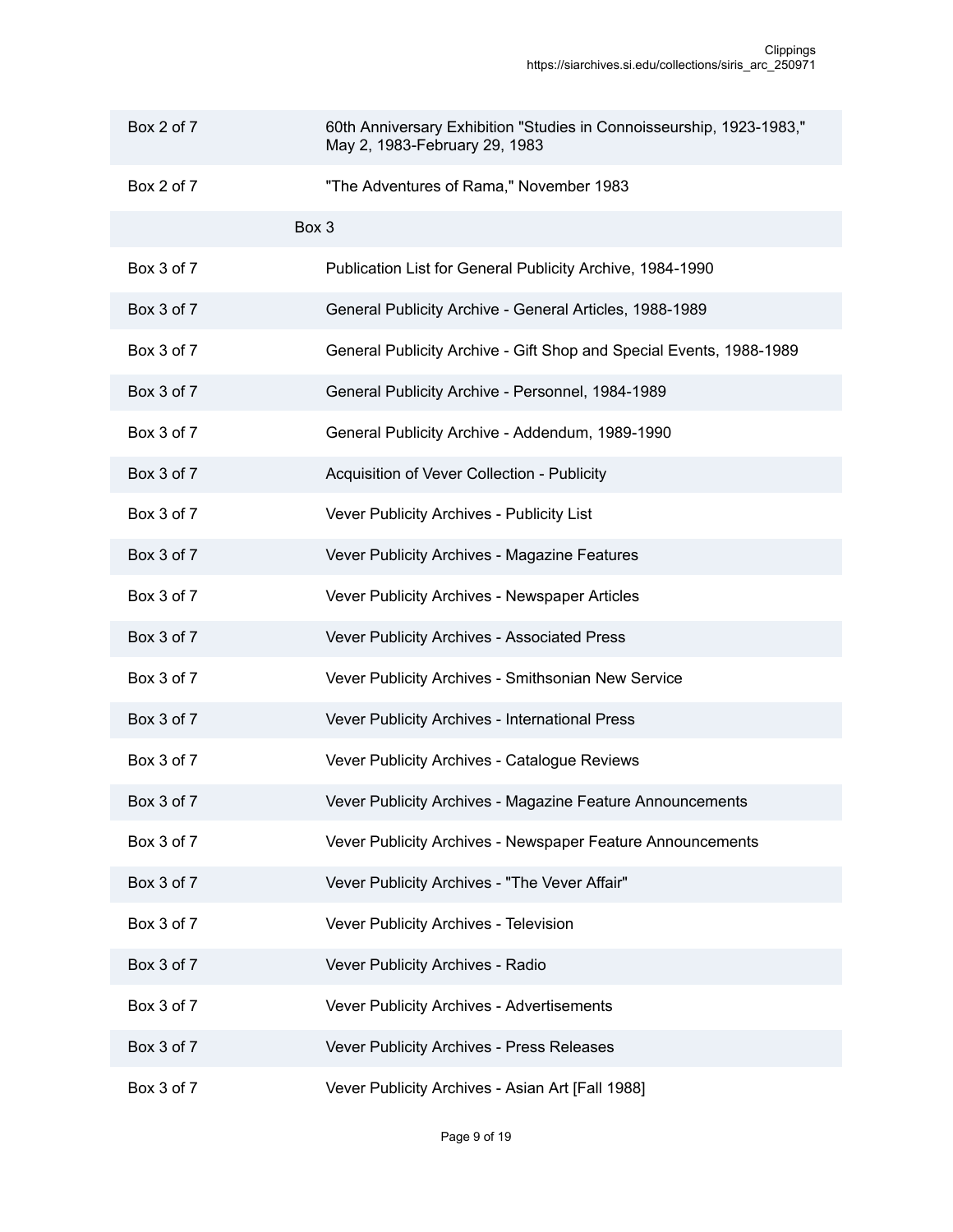| | |
|---|---|
| Box 2 of 7 | 60th Anniversary Exhibition "Studies in Connoisseurship, 1923-1983," May 2, 1983-February 29, 1983 |
| Box 2 of 7 | "The Adventures of Rama," November 1983 |
| | Box 3 |
| Box 3 of 7 | Publication List for General Publicity Archive, 1984-1990 |
| Box 3 of 7 | General Publicity Archive - General Articles, 1988-1989 |
| Box 3 of 7 | General Publicity Archive - Gift Shop and Special Events, 1988-1989 |
| Box 3 of 7 | General Publicity Archive - Personnel, 1984-1989 |
| Box 3 of 7 | General Publicity Archive - Addendum, 1989-1990 |
| Box 3 of 7 | Acquisition of Vever Collection - Publicity |
| Box 3 of 7 | Vever Publicity Archives - Publicity List |
| Box 3 of 7 | Vever Publicity Archives - Magazine Features |
| Box 3 of 7 | Vever Publicity Archives - Newspaper Articles |
| Box 3 of 7 | Vever Publicity Archives - Associated Press |
| Box 3 of 7 | Vever Publicity Archives - Smithsonian New Service |
| Box 3 of 7 | Vever Publicity Archives - International Press |
| Box 3 of 7 | Vever Publicity Archives - Catalogue Reviews |
| Box 3 of 7 | Vever Publicity Archives - Magazine Feature Announcements |
| Box 3 of 7 | Vever Publicity Archives - Newspaper Feature Announcements |
| Box 3 of 7 | Vever Publicity Archives - "The Vever Affair" |
| Box 3 of 7 | Vever Publicity Archives - Television |
| Box 3 of 7 | Vever Publicity Archives - Radio |
| Box 3 of 7 | Vever Publicity Archives - Advertisements |
| Box 3 of 7 | Vever Publicity Archives - Press Releases |
| Box 3 of 7 | Vever Publicity Archives - Asian Art [Fall 1988] |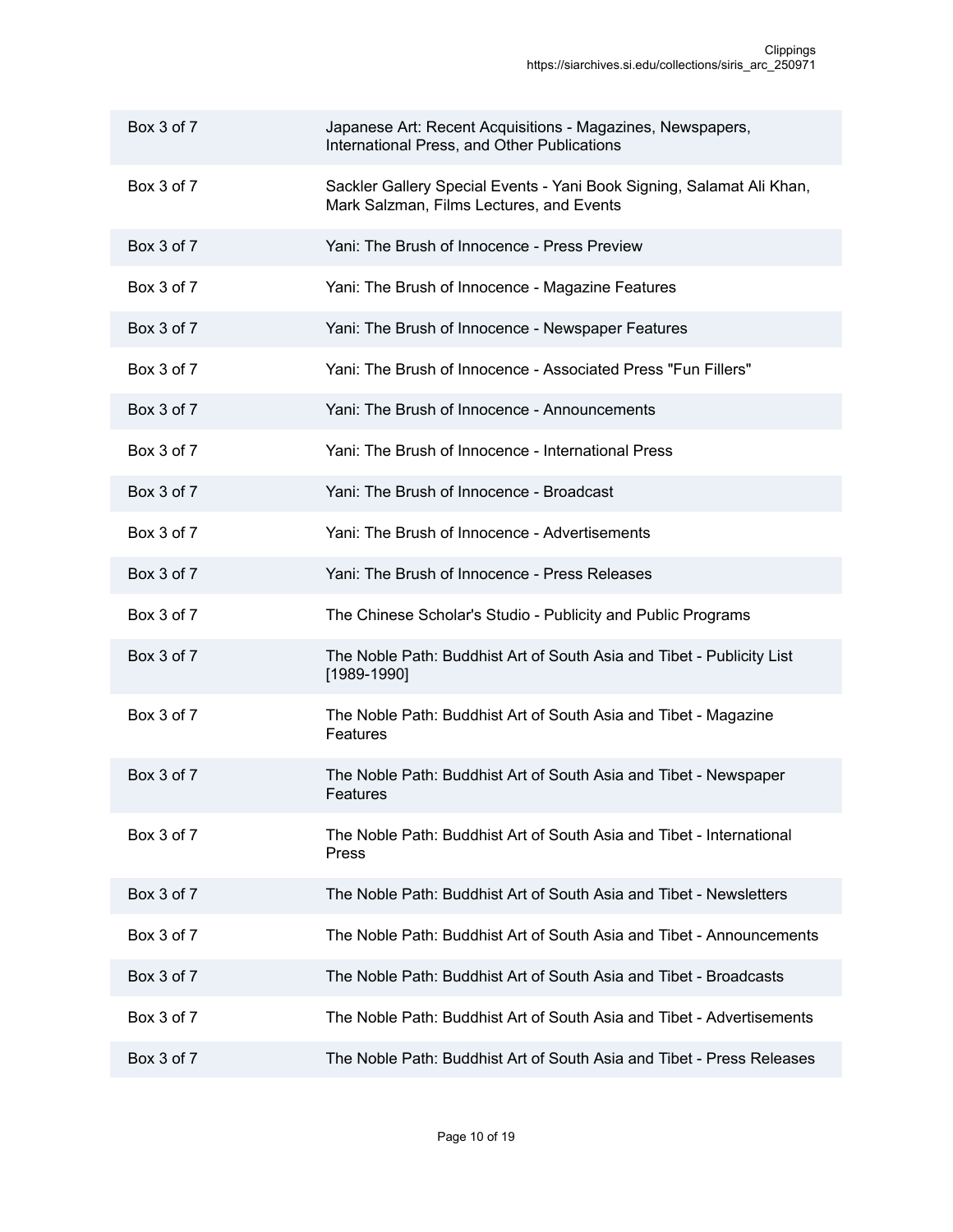| | |
|---|---|
| Box 3 of 7 | Japanese Art: Recent Acquisitions - Magazines, Newspapers, International Press, and Other Publications |
| Box 3 of 7 | Sackler Gallery Special Events - Yani Book Signing, Salamat Ali Khan, Mark Salzman, Films Lectures, and Events |
| Box 3 of 7 | Yani: The Brush of Innocence - Press Preview |
| Box 3 of 7 | Yani: The Brush of Innocence - Magazine Features |
| Box 3 of 7 | Yani: The Brush of Innocence - Newspaper Features |
| Box 3 of 7 | Yani: The Brush of Innocence - Associated Press "Fun Fillers" |
| Box 3 of 7 | Yani: The Brush of Innocence - Announcements |
| Box 3 of 7 | Yani: The Brush of Innocence - International Press |
| Box 3 of 7 | Yani: The Brush of Innocence - Broadcast |
| Box 3 of 7 | Yani: The Brush of Innocence - Advertisements |
| Box 3 of 7 | Yani: The Brush of Innocence - Press Releases |
| Box 3 of 7 | The Chinese Scholar's Studio - Publicity and Public Programs |
| Box 3 of 7 | The Noble Path: Buddhist Art of South Asia and Tibet - Publicity List [1989-1990] |
| Box 3 of 7 | The Noble Path: Buddhist Art of South Asia and Tibet - Magazine Features |
| Box 3 of 7 | The Noble Path: Buddhist Art of South Asia and Tibet - Newspaper Features |
| Box 3 of 7 | The Noble Path: Buddhist Art of South Asia and Tibet - International Press |
| Box 3 of 7 | The Noble Path: Buddhist Art of South Asia and Tibet - Newsletters |
| Box 3 of 7 | The Noble Path: Buddhist Art of South Asia and Tibet - Announcements |
| Box 3 of 7 | The Noble Path: Buddhist Art of South Asia and Tibet - Broadcasts |
| Box 3 of 7 | The Noble Path: Buddhist Art of South Asia and Tibet - Advertisements |
| Box 3 of 7 | The Noble Path: Buddhist Art of South Asia and Tibet - Press Releases |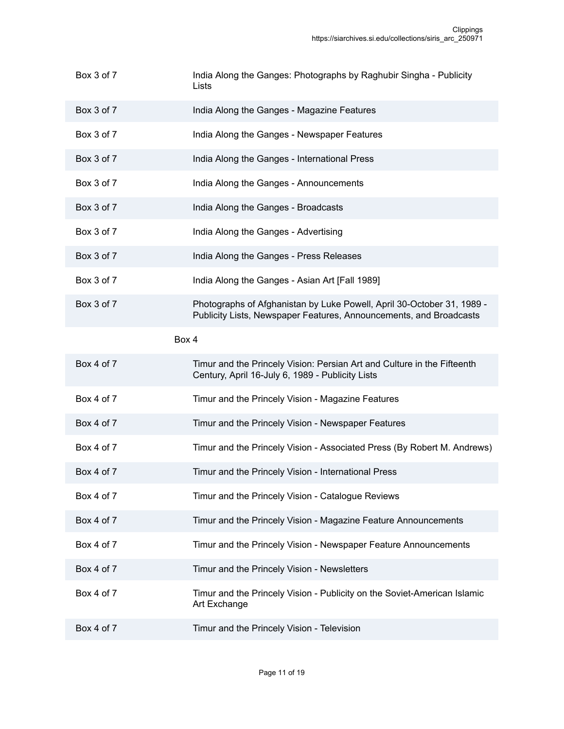| | |
|---|---|
| Box 3 of 7 | India Along the Ganges: Photographs by Raghubir Singha - Publicity Lists |
| Box 3 of 7 | India Along the Ganges - Magazine Features |
| Box 3 of 7 | India Along the Ganges - Newspaper Features |
| Box 3 of 7 | India Along the Ganges - International Press |
| Box 3 of 7 | India Along the Ganges - Announcements |
| Box 3 of 7 | India Along the Ganges - Broadcasts |
| Box 3 of 7 | India Along the Ganges - Advertising |
| Box 3 of 7 | India Along the Ganges - Press Releases |
| Box 3 of 7 | India Along the Ganges - Asian Art [Fall 1989] |
| Box 3 of 7 | Photographs of Afghanistan by Luke Powell, April 30-October 31, 1989 - Publicity Lists, Newspaper Features, Announcements, and Broadcasts |

Box 4

| | |
|---|---|
| Box 4 of 7 | Timur and the Princely Vision: Persian Art and Culture in the Fifteenth Century, April 16-July 6, 1989 - Publicity Lists |
| Box 4 of 7 | Timur and the Princely Vision - Magazine Features |
| Box 4 of 7 | Timur and the Princely Vision - Newspaper Features |
| Box 4 of 7 | Timur and the Princely Vision - Associated Press (By Robert M. Andrews) |
| Box 4 of 7 | Timur and the Princely Vision - International Press |
| Box 4 of 7 | Timur and the Princely Vision - Catalogue Reviews |
| Box 4 of 7 | Timur and the Princely Vision - Magazine Feature Announcements |
| Box 4 of 7 | Timur and the Princely Vision - Newspaper Feature Announcements |
| Box 4 of 7 | Timur and the Princely Vision - Newsletters |
| Box 4 of 7 | Timur and the Princely Vision - Publicity on the Soviet-American Islamic Art Exchange |
| Box 4 of 7 | Timur and the Princely Vision - Television |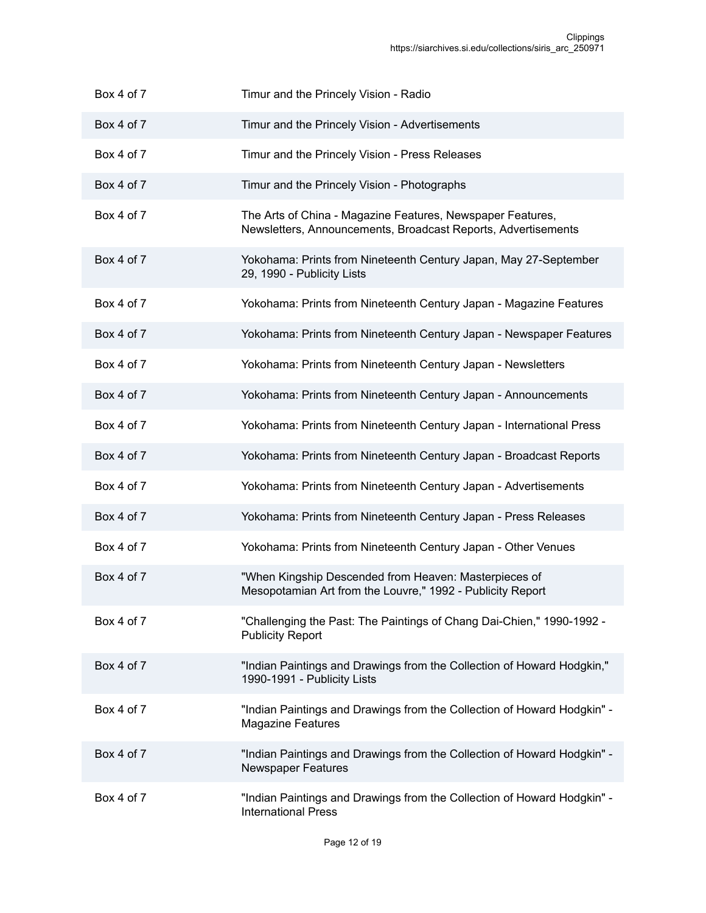| | |
|---|---|
| Box 4 of 7 | Timur and the Princely Vision - Radio |
| Box 4 of 7 | Timur and the Princely Vision - Advertisements |
| Box 4 of 7 | Timur and the Princely Vision - Press Releases |
| Box 4 of 7 | Timur and the Princely Vision - Photographs |
| Box 4 of 7 | The Arts of China - Magazine Features, Newspaper Features, Newsletters, Announcements, Broadcast Reports, Advertisements |
| Box 4 of 7 | Yokohama: Prints from Nineteenth Century Japan, May 27-September 29, 1990 - Publicity Lists |
| Box 4 of 7 | Yokohama: Prints from Nineteenth Century Japan - Magazine Features |
| Box 4 of 7 | Yokohama: Prints from Nineteenth Century Japan - Newspaper Features |
| Box 4 of 7 | Yokohama: Prints from Nineteenth Century Japan - Newsletters |
| Box 4 of 7 | Yokohama: Prints from Nineteenth Century Japan - Announcements |
| Box 4 of 7 | Yokohama: Prints from Nineteenth Century Japan - International Press |
| Box 4 of 7 | Yokohama: Prints from Nineteenth Century Japan - Broadcast Reports |
| Box 4 of 7 | Yokohama: Prints from Nineteenth Century Japan - Advertisements |
| Box 4 of 7 | Yokohama: Prints from Nineteenth Century Japan - Press Releases |
| Box 4 of 7 | Yokohama: Prints from Nineteenth Century Japan - Other Venues |
| Box 4 of 7 | "When Kingship Descended from Heaven: Masterpieces of Mesopotamian Art from the Louvre," 1992 - Publicity Report |
| Box 4 of 7 | "Challenging the Past: The Paintings of Chang Dai-Chien," 1990-1992 - Publicity Report |
| Box 4 of 7 | "Indian Paintings and Drawings from the Collection of Howard Hodgkin," 1990-1991 - Publicity Lists |
| Box 4 of 7 | "Indian Paintings and Drawings from the Collection of Howard Hodgkin" - Magazine Features |
| Box 4 of 7 | "Indian Paintings and Drawings from the Collection of Howard Hodgkin" - Newspaper Features |
| Box 4 of 7 | "Indian Paintings and Drawings from the Collection of Howard Hodgkin" - International Press |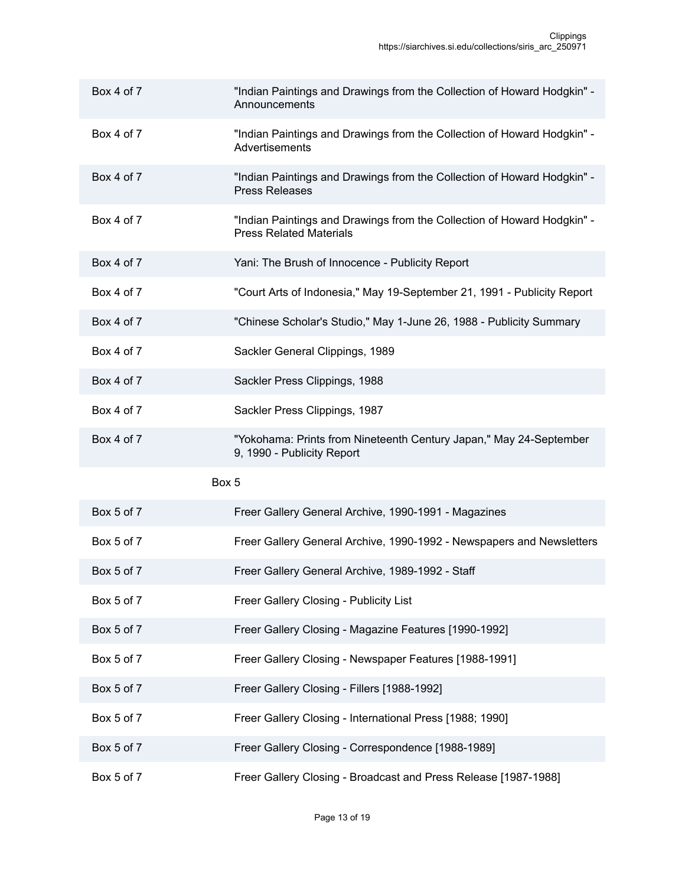| | |
|---|---|
| Box 4 of 7 | "Indian Paintings and Drawings from the Collection of Howard Hodgkin" - Announcements |
| Box 4 of 7 | "Indian Paintings and Drawings from the Collection of Howard Hodgkin" - Advertisements |
| Box 4 of 7 | "Indian Paintings and Drawings from the Collection of Howard Hodgkin" - Press Releases |
| Box 4 of 7 | "Indian Paintings and Drawings from the Collection of Howard Hodgkin" - Press Related Materials |
| Box 4 of 7 | Yani: The Brush of Innocence - Publicity Report |
| Box 4 of 7 | "Court Arts of Indonesia," May 19-September 21, 1991 - Publicity Report |
| Box 4 of 7 | "Chinese Scholar's Studio," May 1-June 26, 1988 - Publicity Summary |
| Box 4 of 7 | Sackler General Clippings, 1989 |
| Box 4 of 7 | Sackler Press Clippings, 1988 |
| Box 4 of 7 | Sackler Press Clippings, 1987 |
| Box 4 of 7 | "Yokohama: Prints from Nineteenth Century Japan," May 24-September 9, 1990 - Publicity Report |

Box 5

| | |
|---|---|
| Box 5 of 7 | Freer Gallery General Archive, 1990-1991 - Magazines |
| Box 5 of 7 | Freer Gallery General Archive, 1990-1992 - Newspapers and Newsletters |
| Box 5 of 7 | Freer Gallery General Archive, 1989-1992 - Staff |
| Box 5 of 7 | Freer Gallery Closing - Publicity List |
| Box 5 of 7 | Freer Gallery Closing - Magazine Features [1990-1992] |
| Box 5 of 7 | Freer Gallery Closing - Newspaper Features [1988-1991] |
| Box 5 of 7 | Freer Gallery Closing - Fillers [1988-1992] |
| Box 5 of 7 | Freer Gallery Closing - International Press [1988; 1990] |
| Box 5 of 7 | Freer Gallery Closing - Correspondence [1988-1989] |
| Box 5 of 7 | Freer Gallery Closing - Broadcast and Press Release [1987-1988] |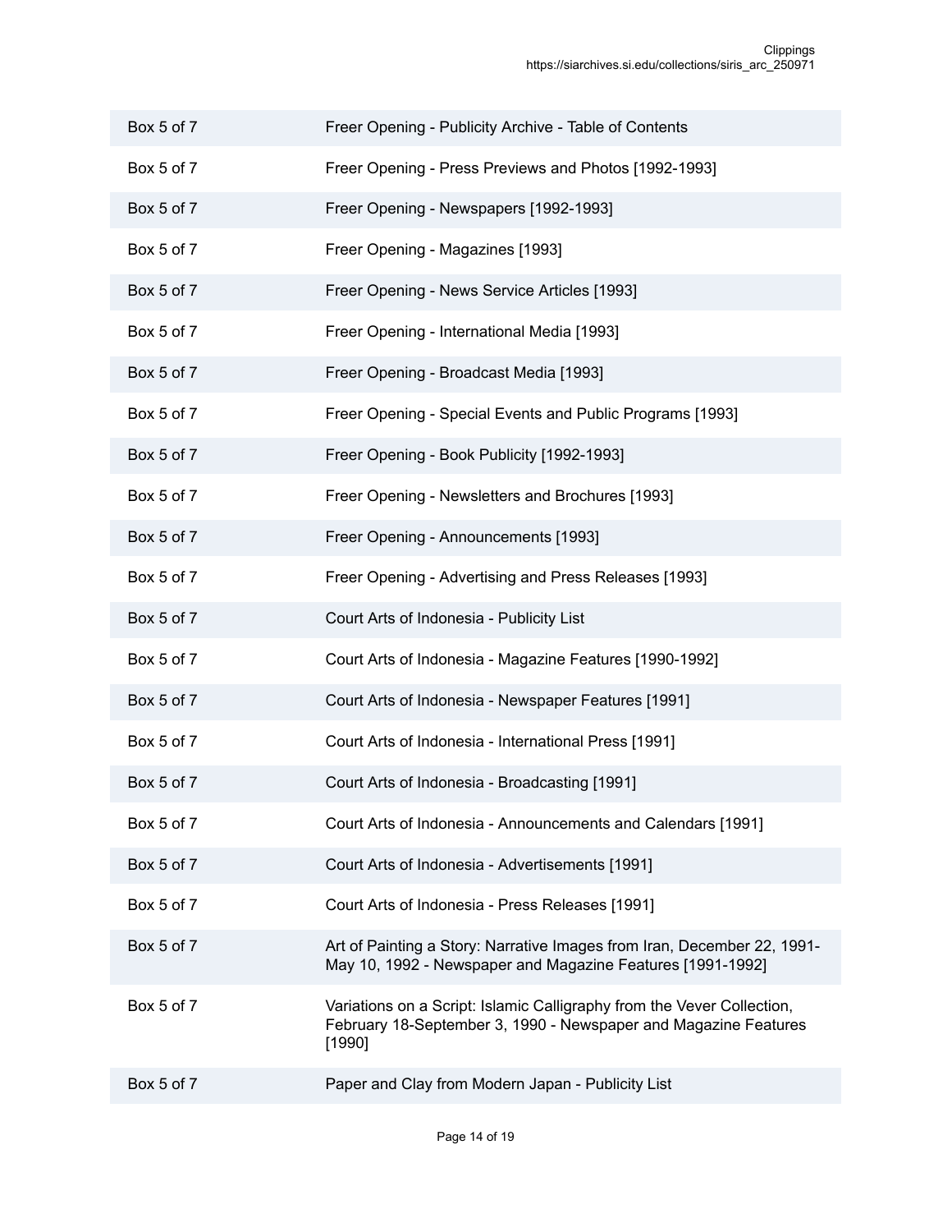| | |
|---|---|
| Box 5 of 7 | Freer Opening - Publicity Archive - Table of Contents |
| Box 5 of 7 | Freer Opening - Press Previews and Photos [1992-1993] |
| Box 5 of 7 | Freer Opening - Newspapers [1992-1993] |
| Box 5 of 7 | Freer Opening - Magazines [1993] |
| Box 5 of 7 | Freer Opening - News Service Articles [1993] |
| Box 5 of 7 | Freer Opening - International Media [1993] |
| Box 5 of 7 | Freer Opening - Broadcast Media [1993] |
| Box 5 of 7 | Freer Opening - Special Events and Public Programs [1993] |
| Box 5 of 7 | Freer Opening - Book Publicity [1992-1993] |
| Box 5 of 7 | Freer Opening - Newsletters and Brochures [1993] |
| Box 5 of 7 | Freer Opening - Announcements [1993] |
| Box 5 of 7 | Freer Opening - Advertising and Press Releases [1993] |
| Box 5 of 7 | Court Arts of Indonesia - Publicity List |
| Box 5 of 7 | Court Arts of Indonesia - Magazine Features [1990-1992] |
| Box 5 of 7 | Court Arts of Indonesia - Newspaper Features [1991] |
| Box 5 of 7 | Court Arts of Indonesia - International Press [1991] |
| Box 5 of 7 | Court Arts of Indonesia - Broadcasting [1991] |
| Box 5 of 7 | Court Arts of Indonesia - Announcements and Calendars [1991] |
| Box 5 of 7 | Court Arts of Indonesia - Advertisements [1991] |
| Box 5 of 7 | Court Arts of Indonesia - Press Releases [1991] |
| Box 5 of 7 | Art of Painting a Story: Narrative Images from Iran, December 22, 1991-May 10, 1992 - Newspaper and Magazine Features [1991-1992] |
| Box 5 of 7 | Variations on a Script: Islamic Calligraphy from the Vever Collection, February 18-September 3, 1990 - Newspaper and Magazine Features [1990] |
| Box 5 of 7 | Paper and Clay from Modern Japan - Publicity List |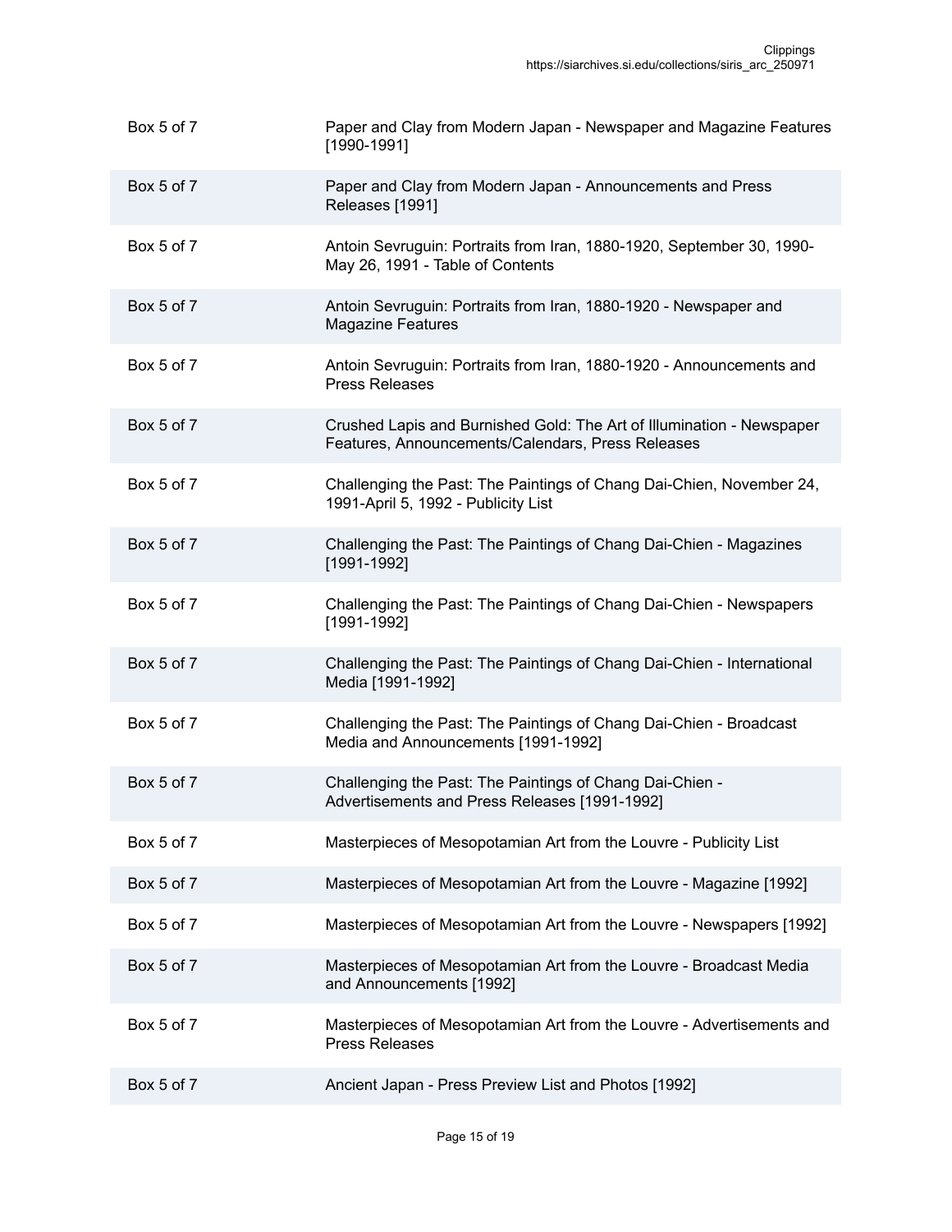| | |
|---|---|
| Box 5 of 7 | Paper and Clay from Modern Japan - Newspaper and Magazine Features [1990-1991] |
| Box 5 of 7 | Paper and Clay from Modern Japan - Announcements and Press Releases [1991] |
| Box 5 of 7 | Antoin Sevruguin: Portraits from Iran, 1880-1920, September 30, 1990-May 26, 1991 - Table of Contents |
| Box 5 of 7 | Antoin Sevruguin: Portraits from Iran, 1880-1920 - Newspaper and Magazine Features |
| Box 5 of 7 | Antoin Sevruguin: Portraits from Iran, 1880-1920 - Announcements and Press Releases |
| Box 5 of 7 | Crushed Lapis and Burnished Gold: The Art of Illumination - Newspaper Features, Announcements/Calendars, Press Releases |
| Box 5 of 7 | Challenging the Past: The Paintings of Chang Dai-Chien, November 24, 1991-April 5, 1992 - Publicity List |
| Box 5 of 7 | Challenging the Past: The Paintings of Chang Dai-Chien - Magazines [1991-1992] |
| Box 5 of 7 | Challenging the Past: The Paintings of Chang Dai-Chien - Newspapers [1991-1992] |
| Box 5 of 7 | Challenging the Past: The Paintings of Chang Dai-Chien - International Media [1991-1992] |
| Box 5 of 7 | Challenging the Past: The Paintings of Chang Dai-Chien - Broadcast Media and Announcements [1991-1992] |
| Box 5 of 7 | Challenging the Past: The Paintings of Chang Dai-Chien - Advertisements and Press Releases [1991-1992] |
| Box 5 of 7 | Masterpieces of Mesopotamian Art from the Louvre - Publicity List |
| Box 5 of 7 | Masterpieces of Mesopotamian Art from the Louvre - Magazine [1992] |
| Box 5 of 7 | Masterpieces of Mesopotamian Art from the Louvre - Newspapers [1992] |
| Box 5 of 7 | Masterpieces of Mesopotamian Art from the Louvre - Broadcast Media and Announcements [1992] |
| Box 5 of 7 | Masterpieces of Mesopotamian Art from the Louvre - Advertisements and Press Releases |
| Box 5 of 7 | Ancient Japan - Press Preview List and Photos [1992] |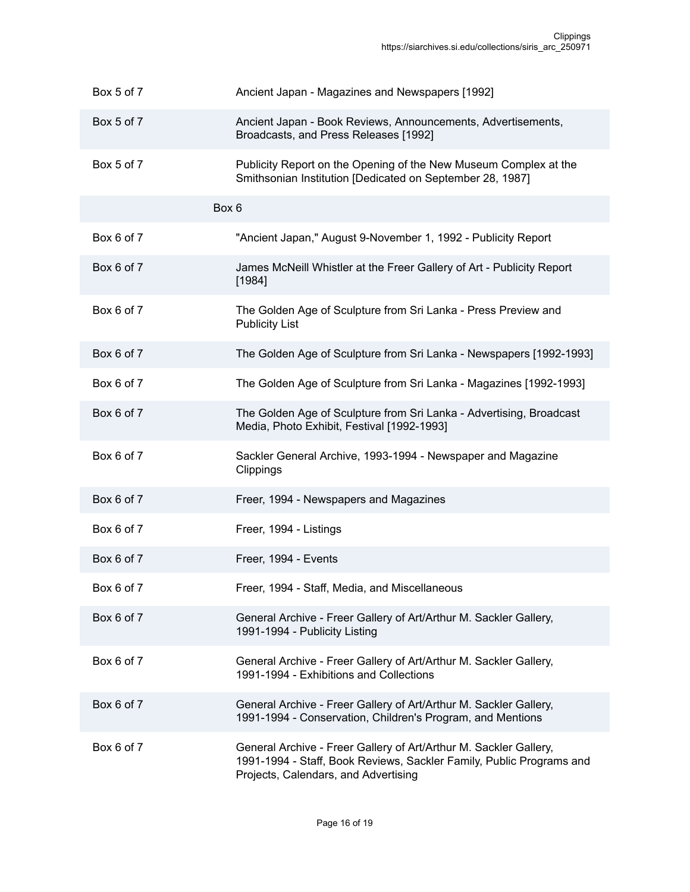| | |
|---|---|
| Box 5 of 7 | Ancient Japan - Magazines and Newspapers [1992] |
| Box 5 of 7 | Ancient Japan - Book Reviews, Announcements, Advertisements, Broadcasts, and Press Releases [1992] |
| Box 5 of 7 | Publicity Report on the Opening of the New Museum Complex at the Smithsonian Institution [Dedicated on September 28, 1987] |
| | Box 6 |
| Box 6 of 7 | "Ancient Japan," August 9-November 1, 1992 - Publicity Report |
| Box 6 of 7 | James McNeill Whistler at the Freer Gallery of Art - Publicity Report [1984] |
| Box 6 of 7 | The Golden Age of Sculpture from Sri Lanka - Press Preview and Publicity List |
| Box 6 of 7 | The Golden Age of Sculpture from Sri Lanka - Newspapers [1992-1993] |
| Box 6 of 7 | The Golden Age of Sculpture from Sri Lanka - Magazines [1992-1993] |
| Box 6 of 7 | The Golden Age of Sculpture from Sri Lanka - Advertising, Broadcast Media, Photo Exhibit, Festival [1992-1993] |
| Box 6 of 7 | Sackler General Archive, 1993-1994 - Newspaper and Magazine Clippings |
| Box 6 of 7 | Freer, 1994 - Newspapers and Magazines |
| Box 6 of 7 | Freer, 1994 - Listings |
| Box 6 of 7 | Freer, 1994 - Events |
| Box 6 of 7 | Freer, 1994 - Staff, Media, and Miscellaneous |
| Box 6 of 7 | General Archive - Freer Gallery of Art/Arthur M. Sackler Gallery, 1991-1994 - Publicity Listing |
| Box 6 of 7 | General Archive - Freer Gallery of Art/Arthur M. Sackler Gallery, 1991-1994 - Exhibitions and Collections |
| Box 6 of 7 | General Archive - Freer Gallery of Art/Arthur M. Sackler Gallery, 1991-1994 - Conservation, Children's Program, and Mentions |
| Box 6 of 7 | General Archive - Freer Gallery of Art/Arthur M. Sackler Gallery, 1991-1994 - Staff, Book Reviews, Sackler Family, Public Programs and Projects, Calendars, and Advertising |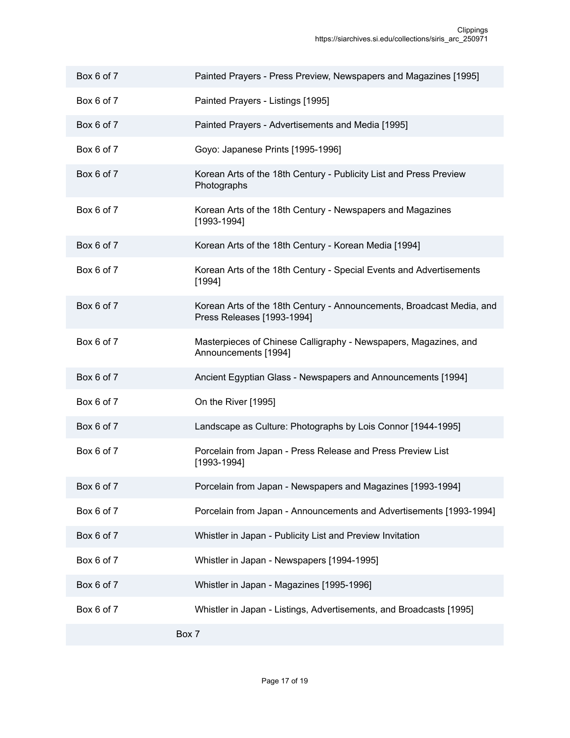| | |
|---|---|
| Box 6 of 7 | Painted Prayers - Press Preview, Newspapers and Magazines [1995] |
| Box 6 of 7 | Painted Prayers - Listings [1995] |
| Box 6 of 7 | Painted Prayers - Advertisements and Media [1995] |
| Box 6 of 7 | Goyo: Japanese Prints [1995-1996] |
| Box 6 of 7 | Korean Arts of the 18th Century - Publicity List and Press Preview Photographs |
| Box 6 of 7 | Korean Arts of the 18th Century - Newspapers and Magazines [1993-1994] |
| Box 6 of 7 | Korean Arts of the 18th Century - Korean Media [1994] |
| Box 6 of 7 | Korean Arts of the 18th Century - Special Events and Advertisements [1994] |
| Box 6 of 7 | Korean Arts of the 18th Century - Announcements, Broadcast Media, and Press Releases [1993-1994] |
| Box 6 of 7 | Masterpieces of Chinese Calligraphy - Newspapers, Magazines, and Announcements [1994] |
| Box 6 of 7 | Ancient Egyptian Glass - Newspapers and Announcements [1994] |
| Box 6 of 7 | On the River [1995] |
| Box 6 of 7 | Landscape as Culture: Photographs by Lois Connor [1944-1995] |
| Box 6 of 7 | Porcelain from Japan - Press Release and Press Preview List [1993-1994] |
| Box 6 of 7 | Porcelain from Japan - Newspapers and Magazines [1993-1994] |
| Box 6 of 7 | Porcelain from Japan - Announcements and Advertisements [1993-1994] |
| Box 6 of 7 | Whistler in Japan - Publicity List and Preview Invitation |
| Box 6 of 7 | Whistler in Japan - Newspapers [1994-1995] |
| Box 6 of 7 | Whistler in Japan - Magazines [1995-1996] |
| Box 6 of 7 | Whistler in Japan - Listings, Advertisements, and Broadcasts [1995] |

Box 7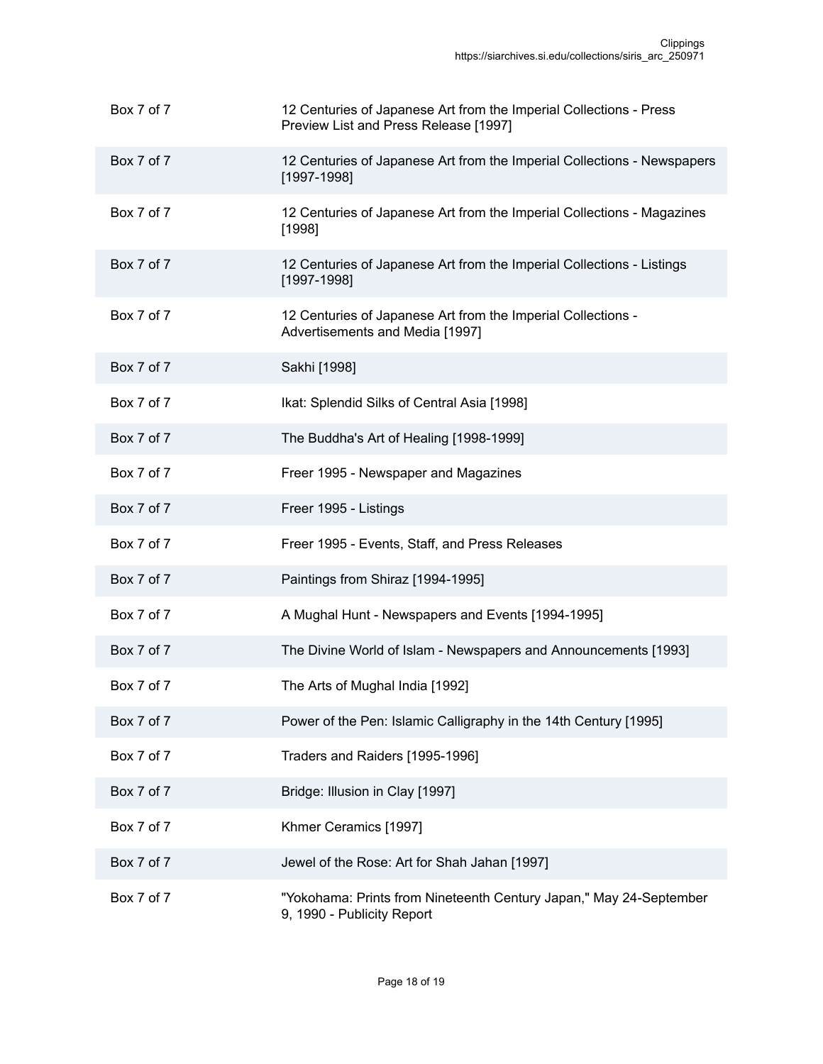| | |
|---|---|
| Box 7 of 7 | 12 Centuries of Japanese Art from the Imperial Collections - Press Preview List and Press Release [1997] |
| Box 7 of 7 | 12 Centuries of Japanese Art from the Imperial Collections - Newspapers [1997-1998] |
| Box 7 of 7 | 12 Centuries of Japanese Art from the Imperial Collections - Magazines [1998] |
| Box 7 of 7 | 12 Centuries of Japanese Art from the Imperial Collections - Listings [1997-1998] |
| Box 7 of 7 | 12 Centuries of Japanese Art from the Imperial Collections - Advertisements and Media [1997] |
| Box 7 of 7 | Sakhi [1998] |
| Box 7 of 7 | Ikat: Splendid Silks of Central Asia [1998] |
| Box 7 of 7 | The Buddha's Art of Healing [1998-1999] |
| Box 7 of 7 | Freer 1995 - Newspaper and Magazines |
| Box 7 of 7 | Freer 1995 - Listings |
| Box 7 of 7 | Freer 1995 - Events, Staff, and Press Releases |
| Box 7 of 7 | Paintings from Shiraz [1994-1995] |
| Box 7 of 7 | A Mughal Hunt - Newspapers and Events [1994-1995] |
| Box 7 of 7 | The Divine World of Islam - Newspapers and Announcements [1993] |
| Box 7 of 7 | The Arts of Mughal India [1992] |
| Box 7 of 7 | Power of the Pen: Islamic Calligraphy in the 14th Century [1995] |
| Box 7 of 7 | Traders and Raiders [1995-1996] |
| Box 7 of 7 | Bridge: Illusion in Clay [1997] |
| Box 7 of 7 | Khmer Ceramics [1997] |
| Box 7 of 7 | Jewel of the Rose: Art for Shah Jahan [1997] |
| Box 7 of 7 | "Yokohama: Prints from Nineteenth Century Japan," May 24-September 9, 1990 - Publicity Report |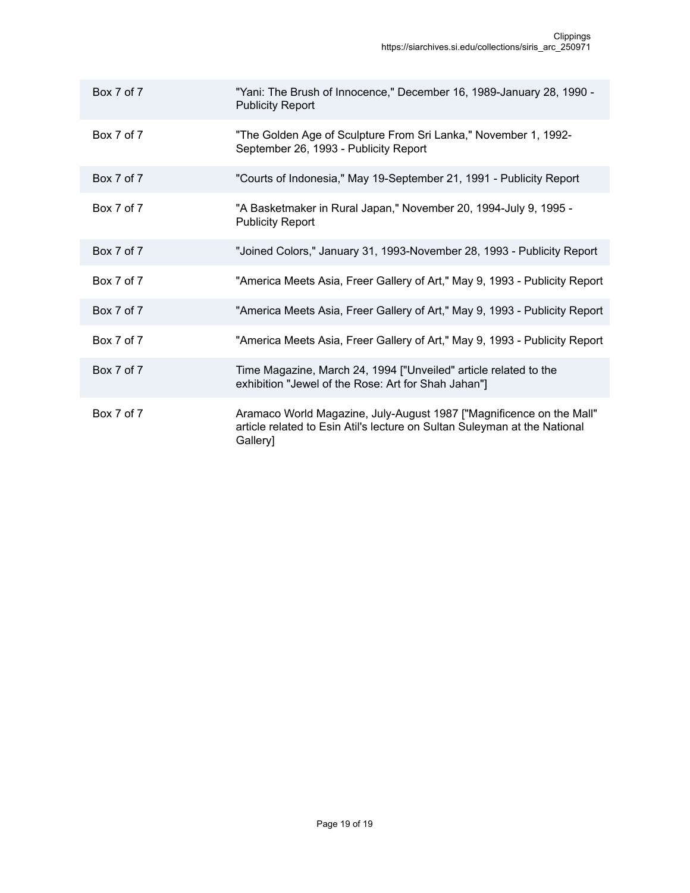| | |
|---|---|
| Box 7 of 7 | "Yani: The Brush of Innocence," December 16, 1989-January 28, 1990 - Publicity Report |
| Box 7 of 7 | "The Golden Age of Sculpture From Sri Lanka," November 1, 1992-September 26, 1993 - Publicity Report |
| Box 7 of 7 | "Courts of Indonesia," May 19-September 21, 1991 - Publicity Report |
| Box 7 of 7 | "A Basketmaker in Rural Japan," November 20, 1994-July 9, 1995 - Publicity Report |
| Box 7 of 7 | "Joined Colors," January 31, 1993-November 28, 1993 - Publicity Report |
| Box 7 of 7 | "America Meets Asia, Freer Gallery of Art," May 9, 1993 - Publicity Report |
| Box 7 of 7 | "America Meets Asia, Freer Gallery of Art," May 9, 1993 - Publicity Report |
| Box 7 of 7 | "America Meets Asia, Freer Gallery of Art," May 9, 1993 - Publicity Report |
| Box 7 of 7 | Time Magazine, March 24, 1994 ["Unveiled" article related to the exhibition "Jewel of the Rose: Art for Shah Jahan"] |
| Box 7 of 7 | Aramaco World Magazine, July-August 1987 ["Magnificence on the Mall" article related to Esin Atil's lecture on Sultan Suleyman at the National Gallery] |